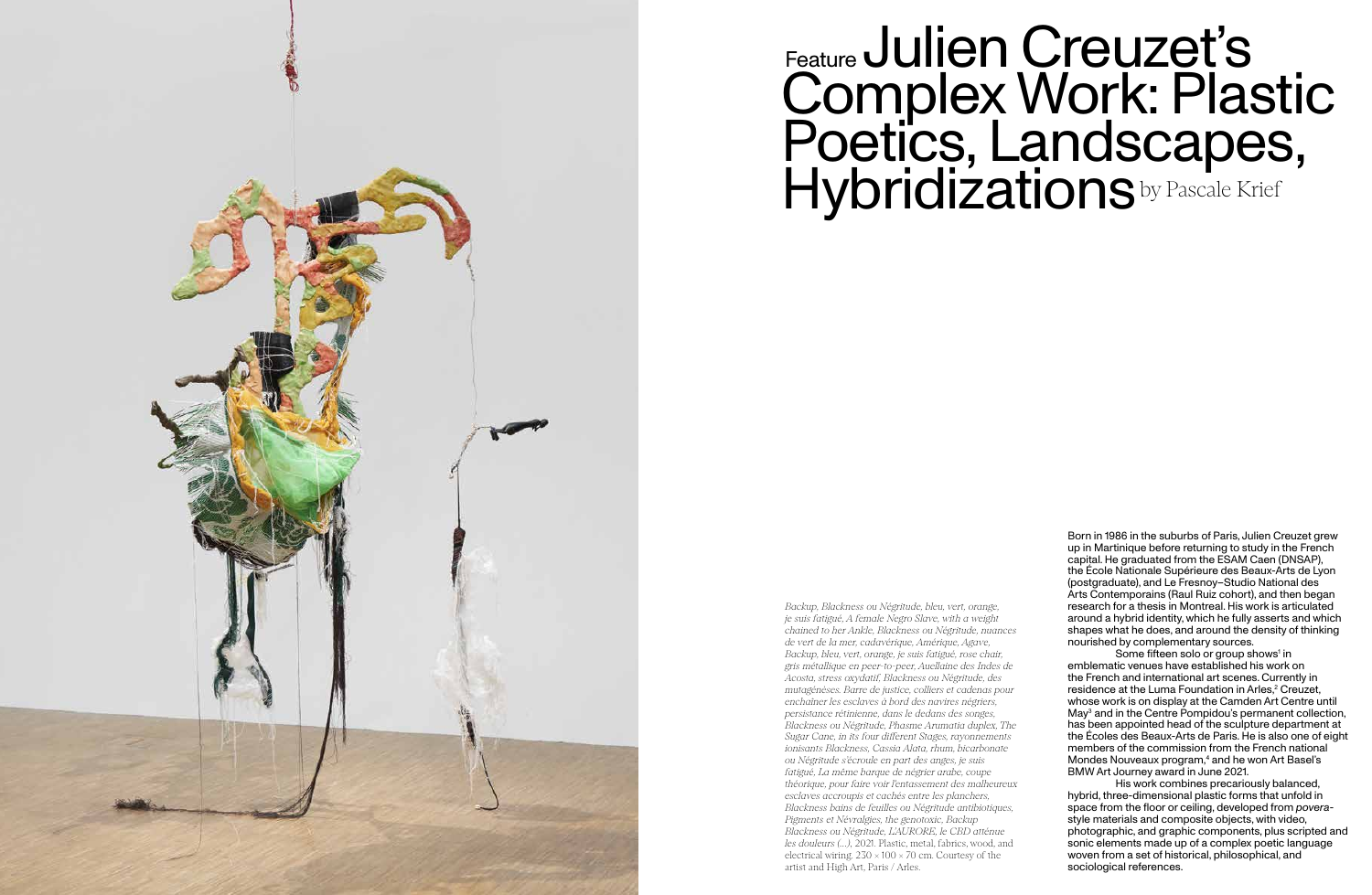Feature

# Julien Creuzet's Complex Work: Plastic Poetics, Landscapes, Hybridizations

by Pascale Krief

*Backup, Blackness ou Négritude, bleu, vert, orange, je suis fatigué, A female Negro Slave, with a weight chained to her Ankle, Blackness ou Négritude, nuances de vert de la mer, cadavérique, Amérique, Agave, Backup, bleu, vert, orange, je suis fatigué, rose chair, gris métallique en peer-to-peer, Auellaine des Indes de Acosta, stress oxydatif, Blackness ou Négritude, des mutagénèses. Barre de justice, colliers et cadenas pour enchaîner les esclaves à bord des navires négriers, persistance rétinienne, dans le dedans des songes, Blackness ou Négritude, Phasme Arumatia duplex, The Sugar Cane, in its four different Stages, rayonnements ionisants Blackness, Cassia Alata, rhum, bicarbonate ou Négritude s'écroule en part des anges, je suis fatigué, La même barque de négrier arabe, coupe théorique, pour faire voir l'entassement des malheureux esclaves accroupis et cachés entre les planchers, Blackness bains de feuilles ou Négritude antibiotiques, Pigments et Névralgies, the genotoxic, Backup Blackness ou Négritude, L'AURORE, le CBD atténue les douleurs (...)*, 2021. Plastic, metal, fabrics, wood, and electrical wiring. 230 × 100 × 70 cm. Courtesy of the artist and High Art, Paris / Arles.

Born in 1986 in the suburbs of Paris, Julien Creuzet grew up in Martinique before returning to study in the French capital. He graduated from the ESAM Caen (DNSAP), the École Nationale Supérieure des Beaux-Arts de Lyon (postgraduate), and Le Fresnoy–Studio National des Arts Contemporains (Raul Ruiz cohort), and then began research for a thesis in Montreal. His work is articulated around a hybrid identity, which he fully asserts and which shapes what he does, and around the density of thinking nourished by complementary sources.

Some fifteen solo or group shows[1] in emblematic venues have established his work on the French and international art scenes. Currently in residence at the Luma Foundation in Arles,[2] Creuzet, whose work is on display at the Camden Art Centre until May[3] and in the Centre Pompidou's permanent collection, has been appointed head of the sculpture department at the Écoles des Beaux-Arts de Paris. He is also one of eight members of the commission from the French national Mondes Nouveaux program,[4] and he won Art Basel's BMW Art Journey award in June 2021.

His work combines precariously balanced, hybrid, three-dimensional plastic forms that unfold in space from the floor or ceiling, developed from *povera*-style materials and composite objects, with video, photographic, and graphic components, plus scripted and sonic elements made up of a complex poetic language woven from a set of historical, philosophical, and sociological references.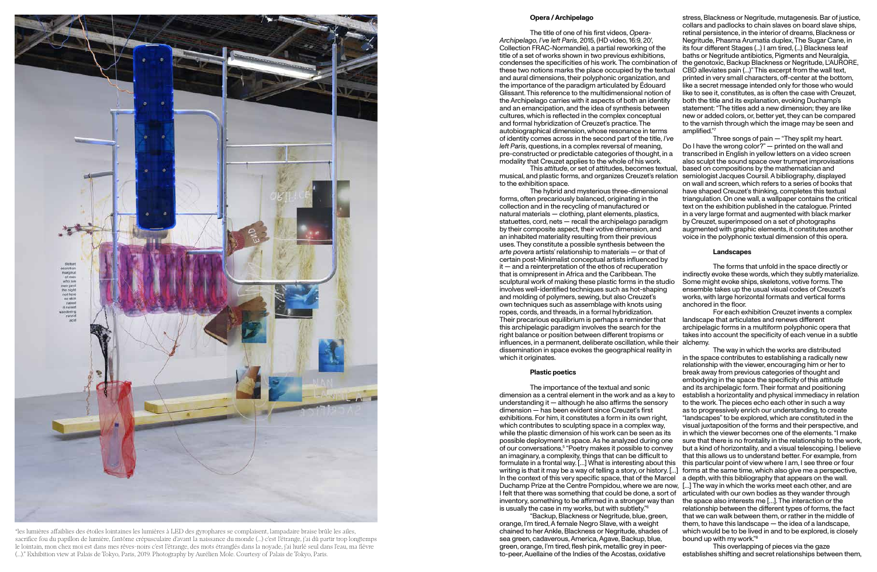"les lumières affaiblies des étoiles lointaines les lumières à LED des gyrophares se complaisent, lampadaire braise brûle les ailes, sacrifice fou du papillon de lumière, fantôme crépusculaire d'avant la naissance du monde (...) c'est l'étrange, j'ai dû partir trop longtemps le lointain, mon chez moi est dans mes rêves-noirs c'est l'étrange, des mots étranglés dans la noyade, j'ai hurlé seul dans l'eau, ma fièvre (...)." Exhibition view at Palais de Tokyo, Paris, 2019. Photography by Aurélien Mole. Courtesy of Palais de Tokyo, Paris.

### Opera / Archipelago

The title of one of his first videos, *Opera-Archipelago, I've left Paris*, 2015, (HD video, 16:9, 20', Collection FRAC-Normandie), a partial reworking of the title of a set of works shown in two previous exhibitions, condenses the specificities of his work. The combination of these two notions marks the place occupied by the textual and aural dimensions, their polyphonic organization, and the importance of the paradigm articulated by Édouard Glissant. This reference to the multidimensional notion of the Archipelago carries with it aspects of both an identity and an emancipation, and the idea of synthesis between cultures, which is reflected in the complex conceptual and formal hybridization of Creuzet's practice. The autobiographical dimension, whose resonance in terms of identity comes across in the second part of the title, *I've left Paris*, questions, in a complex reversal of meaning, pre-constructed or predictable categories of thought, in a modality that Creuzet applies to the whole of his work.

This *attitude*, or set of attitudes, becomes textual, musical, and plastic forms, and organizes Creuzet's relation to the exhibition space.

The hybrid and mysterious three-dimensional forms, often precariously balanced, originating in the collection and in the recycling of manufactured or natural materials — clothing, plant elements, plastics, statuettes, cord, nets — recall the archipelago paradigm by their composite aspect, their votive dimension, and an inhabited materiality resulting from their previous uses. They constitute a possible synthesis between the *arte povera* artists' relationship to materials — or that of certain post-Minimalist conceptual artists influenced by it — and a reinterpretation of the ethos of recuperation that is omnipresent in Africa and the Caribbean. The sculptural work of making these plastic forms in the studio involves well-identified techniques such as hot-shaping and molding of polymers, sewing, but also Creuzet's own techniques such as assemblage with knots using ropes, cords, and threads, in a formal hybridization. Their precarious equilibrium is perhaps a reminder that this archipelagic paradigm involves the search for the right balance or position between different tropisms or influences, in a permanent, deliberate oscillation, while their dissemination in space evokes the geographical reality in which it originates.

### Plastic poetics

The importance of the textual and sonic dimension as a central element in the work and as a key to understanding it — although he also affirms the sensory dimension — has been evident since Creuzet's first exhibitions. For him, it constitutes a form in its own right, which contributes to sculpting space in a complex way, while the plastic dimension of his work can be seen as its possible deployment in space. As he analyzed during one of our conversations,[5] "Poetry makes it possible to convey an imaginary, a complexity, things that can be difficult to formulate in a frontal way. [...] What is interesting about this writing is that it may be a way of telling a story, or history. [...] In the context of this very specific space, that of the Marcel Duchamp Prize at the Centre Pompidou, where we are now, I felt that there was something that could be done, a sort of inventory, something to be affirmed in a stronger way than is usually the case in my works, but with subtlety."[6]

"Backup, Blackness or Negritude, blue, green, orange, I'm tired, A female Negro Slave, with a weight chained to her Ankle, Blackness or Negritude, shades of sea green, cadaverous, America, Agave, Backup, blue, green, orange, I'm tired, flesh pink, metallic grey in peer-to-peer, Auellaine of the Indies of the Acostas, oxidative stress, Blackness or Negritude, mutagenesis. Bar of justice, collars and padlocks to chain slaves on board slave ships, retinal persistence, in the interior of dreams, Blackness or Negritude, Phasma Arumatia duplex, The Sugar Cane, in its four different Stages (...) I am tired, (...) Blackness leaf baths or Negritude antibiotics, Pigments and Neuralgia, the genotoxic, Backup Blackness or Negritude, L'AURORE, CBD alleviates pain (...)" This excerpt from the wall text, printed in very small characters, off-center at the bottom, like a secret message intended only for those who would like to see it, constitutes, as is often the case with Creuzet, both the title and its explanation, evoking Duchamp's statement: "The titles add a new dimension; they are like new or added colors, or, better yet, they can be compared to the varnish through which the image may be seen and amplified."[7]

Three songs of pain — "They split my heart. Do I have the wrong color?" — printed on the wall and transcribed in English in yellow letters on a video screen also sculpt the sound space over trumpet improvisations based on compositions by the mathematician and semiologist Jacques Coursil. A bibliography, displayed on wall and screen, which refers to a series of books that have shaped Creuzet's thinking, completes this textual triangulation. On one wall, a wallpaper contains the critical text on the exhibition published in the catalogue. Printed in a very large format and augmented with black marker by Creuzet, superimposed on a set of photographs augmented with graphic elements, it constitutes another voice in the polyphonic textual dimension of this opera.

### Landscapes

The forms that unfold in the space directly or indirectly evoke these words, which they subtly materialize. Some might evoke ships, skeletons, votive forms. The ensemble takes up the usual visual codes of Creuzet's works, with large horizontal formats and vertical forms anchored in the floor.

For each exhibition Creuzet invents a complex landscape that articulates and renews different archipelagic forms in a multiform polyphonic opera that takes into account the specificity of each venue in a subtle alchemy.

The way in which the works are distributed in the space contributes to establishing a radically new relationship with the viewer, encouraging him or her to break away from previous categories of thought and embodying in the space the specificity of this *attitude* and its archipelagic form. Their format and positioning establish a horizontality and physical immediacy in relation to the work. The pieces echo each other in such a way as to progressively enrich our understanding, to create "landscapes" to be explored, which are constituted in the visual juxtaposition of the forms and their perspective, and in which the viewer becomes one of the elements. "I make sure that there is no frontality in the relationship to the work, but a kind of horizontality, and a visual telescoping. I believe that this allows us to understand better. For example, from this particular point of view where I am, I see three or four forms at the same time, which also give me a perspective, a depth, with this bibliography that appears on the wall. [...] The way in which the works meet each other, and are articulated with our own bodies as they wander through the space also interests me [...]. The interaction or the relationship between the different types of forms, the fact that we can walk between them, or rather in the middle of them, to have this landscape — the idea of a landscape, which would be to be lived in and to be explored, is closely bound up with my work."[8]

This overlapping of pieces via the gaze establishes shifting and secret relationships between them,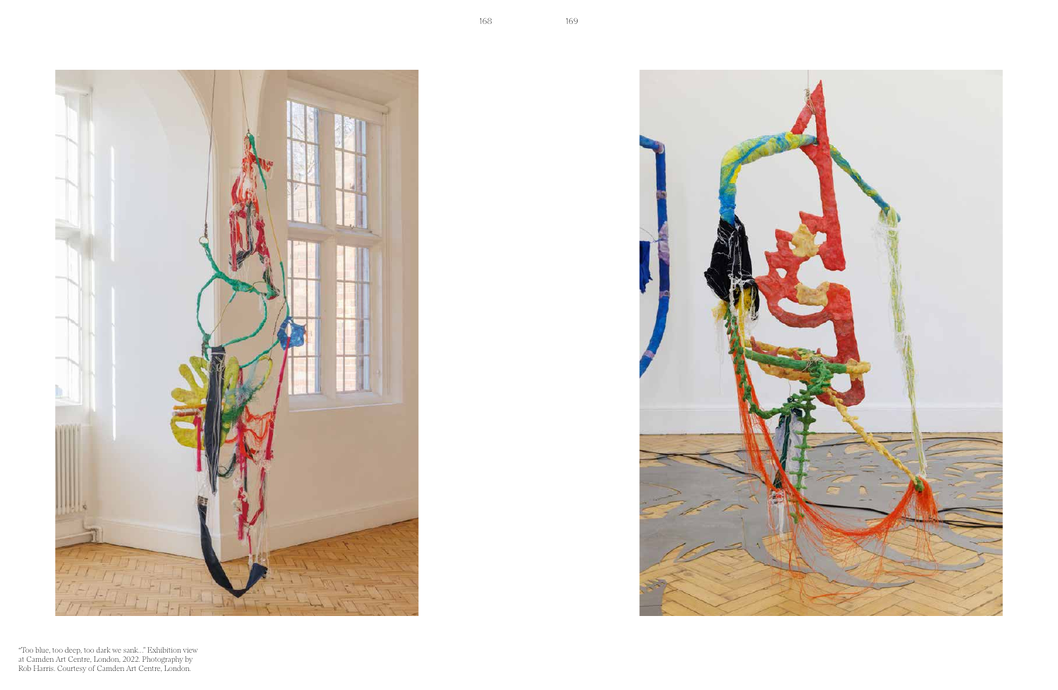"Too blue, too deep, too dark we sank..." Exhibition view at Camden Art Centre, London, 2022. Photography by Rob Harris. Courtesy of Camden Art Centre, London.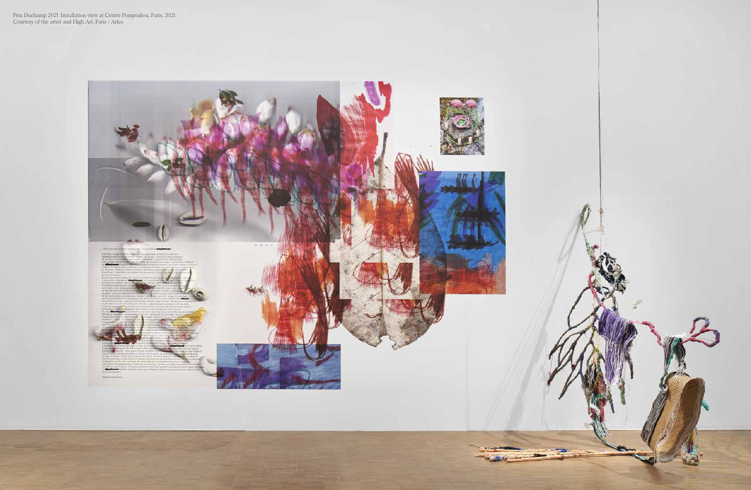Prix Duchamp 2021. Installation view at Centre Pompidou, Paris, 2021.
Courtesy of the artist and High Art, Paris / Arles.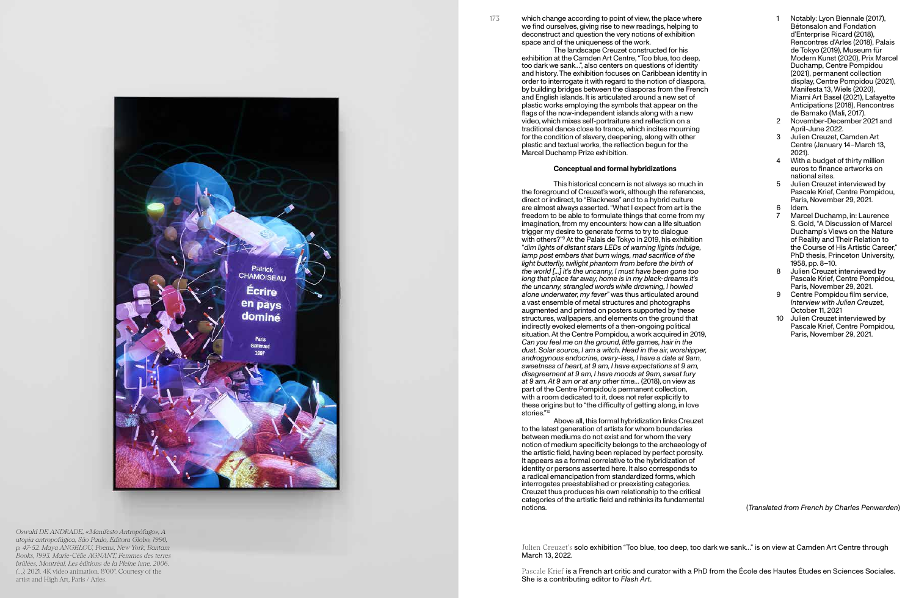Oswald DE ANDRADE, «Manifesto Antropófago», *A utopia antropofágica*, São Paulo, Editora Globo, 1990, p. 47-52. Maya ANGELOU, *Poems*, New York, Bantam Books, 1993. Marie-Célie AGNANT, *Femmes des terres brûlées*, Montréal, Les éditions de la Pleine lune, 2006. (...), 2021. 4K video animation. 8'00". Courtesy of the artist and High Art, Paris / Arles.

which change according to point of view, the place where we find ourselves, giving rise to new readings, helping to deconstruct and question the very notions of exhibition space and of the uniqueness of the work.

The landscape Creuzet constructed for his exhibition at the Camden Art Centre, "Too blue, too deep, too dark we sank...", also centers on questions of identity and history. The exhibition focuses on Caribbean identity in order to interrogate it with regard to the notion of diaspora, by building bridges between the diasporas from the French and English islands. It is articulated around a new set of plastic works employing the symbols that appear on the flags of the now-independent islands along with a new video, which mixes self-portraiture and reflection on a traditional dance close to trance, which incites mourning for the condition of slavery, deepening, along with other plastic and textual works, the reflection begun for the Marcel Duchamp Prize exhibition.

**Conceptual and formal hybridizations**

This historical concern is not always so much in the foreground of Creuzet's work, although the references, direct or indirect, to "Blackness" and to a hybrid culture are almost always asserted. "What I expect from art is the freedom to be able to formulate things that come from my imagination, from my encounters: how can a life situation trigger my desire to generate forms to try to dialogue with others?"[9] At the Palais de Tokyo in 2019, his exhibition "*dim lights of distant stars LEDs of warning lights indulge, lamp post embers that burn wings, mad sacrifice of the light butterfly, twilight phantom from before the birth of the world [...] it's the uncanny, I must have been gone too long that place far away, home is in my black-dreams it's the uncanny, strangled words while drowning, I howled alone underwater, my fever*" was thus articulated around a vast ensemble of metal structures and photographs augmented and printed on posters supported by these structures, wallpapers, and elements on the ground that indirectly evoked elements of a then-ongoing political situation. At the Centre Pompidou, a work acquired in 2019, *Can you feel me on the ground, little games, hair in the dust. Solar source, I am a witch. Head in the air, worshipper, androgynous endocrine, ovary-less, I have a date at 9am, sweetness of heart, at 9 am, I have expectations at 9 am, disagreement at 9 am, I have moods at 9am, sweat fury at 9 am. At 9 am or at any other time...* (2018), on view as part of the Centre Pompidou's permanent collection, with a room dedicated to it, does not refer explicitly to these origins but to "the difficulty of getting along, in love stories."[10]

Above all, this formal hybridization links Creuzet to the latest generation of artists for whom boundaries between mediums do not exist and for whom the very notion of medium specificity belongs to the archaeology of the artistic field, having been replaced by perfect porosity. It appears as a formal correlative to the hybridization of identity or persons asserted here. It also corresponds to a radical emancipation from standardized forms, which interrogates preestablished or preexisting categories. Creuzet thus produces his own relationship to the critical categories of the artistic field and rethinks its fundamental notions.

1. Notably: Lyon Biennale (2017), Bétonsalon and Fondation d'Enterprise Ricard (2018), Rencontres d'Arles (2018), Palais de Tokyo (2019), Museum für Modern Kunst (2020), Prix Marcel Duchamp, Centre Pompidou (2021), permanent collection display, Centre Pompidou (2021), Manifesta 13, Wiels (2020), Miami Art Basel (2021), Lafayette Anticipations (2018), Rencontres de Bamako (Mali, 2017).
2. November-December 2021 and April-June 2022.
3. Julien Creuzet, Camden Art Centre (January 14–March 13, 2021).
4. With a budget of thirty million euros to finance artworks on national sites.
5. Julien Creuzet interviewed by Pascale Krief, Centre Pompidou, Paris, November 29, 2021.
6. Idem.
7. Marcel Duchamp, in: Laurence S. Gold, "A Discussion of Marcel Duchamp's Views on the Nature of Reality and Their Relation to the Course of His Artistic Career," PhD thesis, Princeton University, 1958, pp. 8–10.
8. Julien Creuzet interviewed by Pascale Krief, Centre Pompidou, Paris, November 29, 2021.
9. Centre Pompidou film service, *Interview with Julien Creuzet*, October 11, 2021
10. Julien Creuzet interviewed by Pascale Krief, Centre Pompidou, Paris, November 29, 2021.

(*Translated from French by Charles Penwarden*)

Julien Creuzet's solo exhibition "Too blue, too deep, too dark we sank..." is on view at Camden Art Centre through March 13, 2022.

Pascale Krief is a French art critic and curator with a PhD from the École des Hautes Études en Sciences Sociales. She is a contributing editor to *Flash Art*.